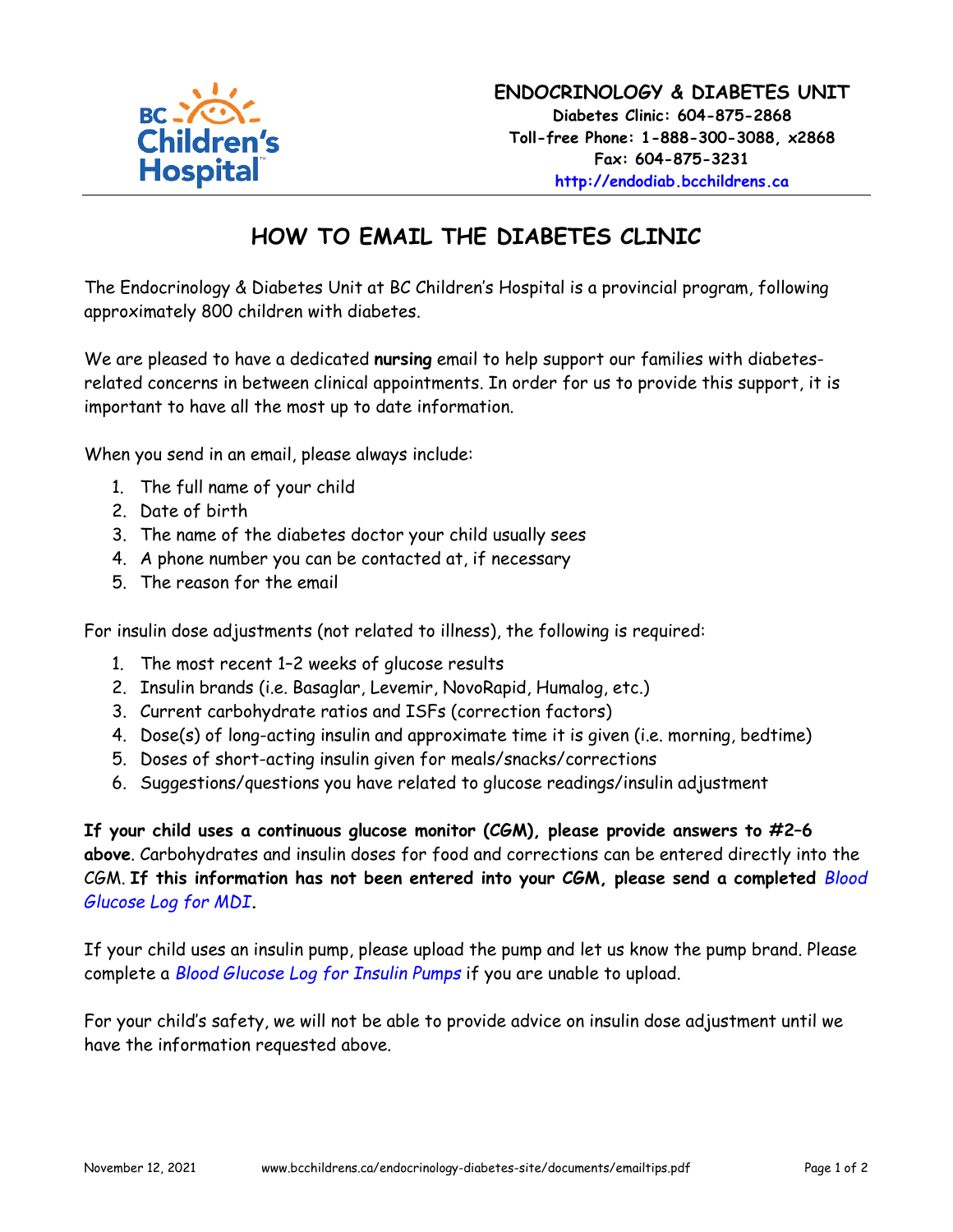**ENDOCRINOLOGY & DIABETES UNIT**
**Diabetes Clinic: 604-875-2868**
**Toll-free Phone: 1-888-300-3088, x2868**
**Fax: 604-875-3231**
**http://endodiab.bcchildrens.ca**

# HOW TO EMAIL THE DIABETES CLINIC

The Endocrinology & Diabetes Unit at BC Children's Hospital is a provincial program, following approximately 800 children with diabetes.

We are pleased to have a dedicated **nursing** email to help support our families with diabetes-related concerns in between clinical appointments. In order for us to provide this support, it is important to have all the most up to date information.

When you send in an email, please always include:

1. The full name of your child
2. Date of birth
3. The name of the diabetes doctor your child usually sees
4. A phone number you can be contacted at, if necessary
5. The reason for the email

For insulin dose adjustments (not related to illness), the following is required:

1. The most recent 1–2 weeks of glucose results
2. Insulin brands (i.e. Basaglar, Levemir, NovoRapid, Humalog, etc.)
3. Current carbohydrate ratios and ISFs (correction factors)
4. Dose(s) of long-acting insulin and approximate time it is given (i.e. morning, bedtime)
5. Doses of short-acting insulin given for meals/snacks/corrections
6. Suggestions/questions you have related to glucose readings/insulin adjustment

**If your child uses a continuous glucose monitor (CGM), please provide answers to #2–6 above**. Carbohydrates and insulin doses for food and corrections can be entered directly into the CGM. **If this information has not been entered into your CGM, please send a completed** *Blood Glucose Log for MDI*.

If your child uses an insulin pump, please upload the pump and let us know the pump brand. Please complete a *Blood Glucose Log for Insulin Pumps* if you are unable to upload.

For your child's safety, we will not be able to provide advice on insulin dose adjustment until we have the information requested above.

November 12, 2021 www.bcchildrens.ca/endocrinology-diabetes-site/documents/emailtips.pdf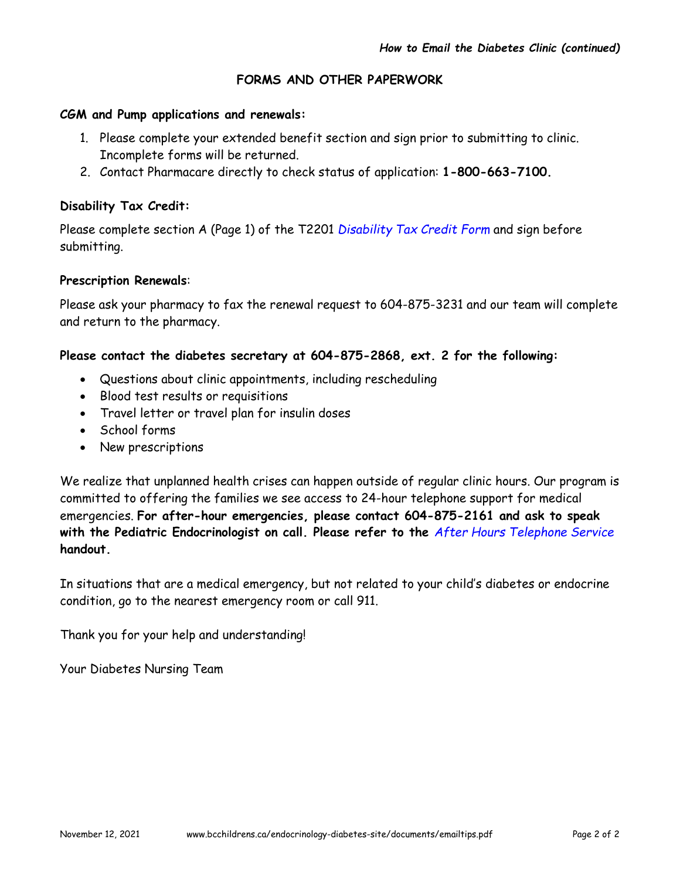## FORMS AND OTHER PAPERWORK

**CGM and Pump applications and renewals:**

1. Please complete your extended benefit section and sign prior to submitting to clinic. Incomplete forms will be returned.
2. Contact Pharmacare directly to check status of application: **1-800-663-7100.**

**Disability Tax Credit:**

Please complete section A (Page 1) of the T2201 *Disability Tax Credit Form* and sign before submitting.

**Prescription Renewals**:

Please ask your pharmacy to fax the renewal request to 604-875-3231 and our team will complete and return to the pharmacy.

**Please contact the diabetes secretary at 604-875-2868, ext. 2 for the following:**

- Questions about clinic appointments, including rescheduling
- Blood test results or requisitions
- Travel letter or travel plan for insulin doses
- School forms
- New prescriptions

We realize that unplanned health crises can happen outside of regular clinic hours. Our program is committed to offering the families we see access to 24-hour telephone support for medical emergencies. **For after-hour emergencies, please contact 604-875-2161 and ask to speak with the Pediatric Endocrinologist on call. Please refer to the *After Hours Telephone Service* handout.**

In situations that are a medical emergency, but not related to your child's diabetes or endocrine condition, go to the nearest emergency room or call 911.

Thank you for your help and understanding!

Your Diabetes Nursing Team